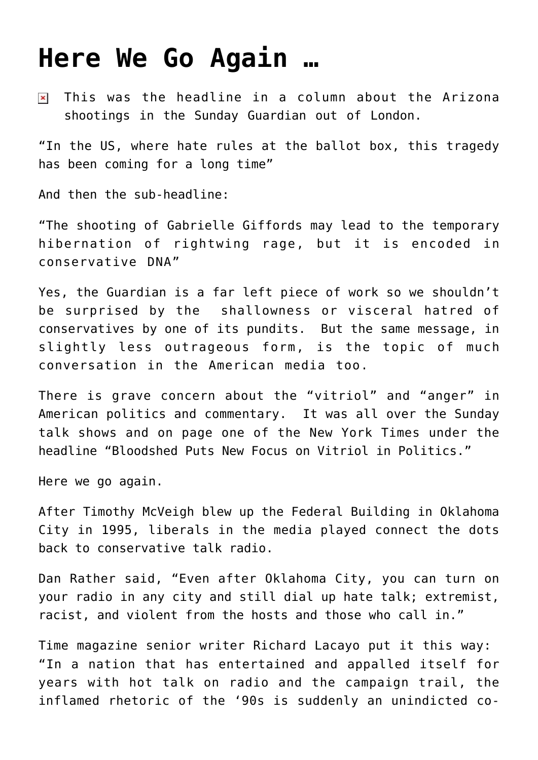# Here We Go Again …

This was the headline in a column about the Arizona shootings in the Sunday Guardian out of London.

“In the US, where hate rules at the ballot box, this tragedy has been coming for a long time”

And then the sub-headline:

“The shooting of Gabrielle Giffords may lead to the temporary hibernation of rightwing rage, but it is encoded in conservative DNA”

Yes, the Guardian is a far left piece of work so we shouldn’t be surprised by the shallowness or visceral hatred of conservatives by one of its pundits. But the same message, in slightly less outrageous form, is the topic of much conversation in the American media too.

There is grave concern about the “vitriol” and “anger” in American politics and commentary. It was all over the Sunday talk shows and on page one of the New York Times under the headline “Bloodshed Puts New Focus on Vitriol in Politics.”

Here we go again.

After Timothy McVeigh blew up the Federal Building in Oklahoma City in 1995, liberals in the media played connect the dots back to conservative talk radio.

Dan Rather said, “Even after Oklahoma City, you can turn on your radio in any city and still dial up hate talk; extremist, racist, and violent from the hosts and those who call in.”

Time magazine senior writer Richard Lacayo put it this way: “In a nation that has entertained and appalled itself for years with hot talk on radio and the campaign trail, the inflamed rhetoric of the ‘90s is suddenly an unindicted co-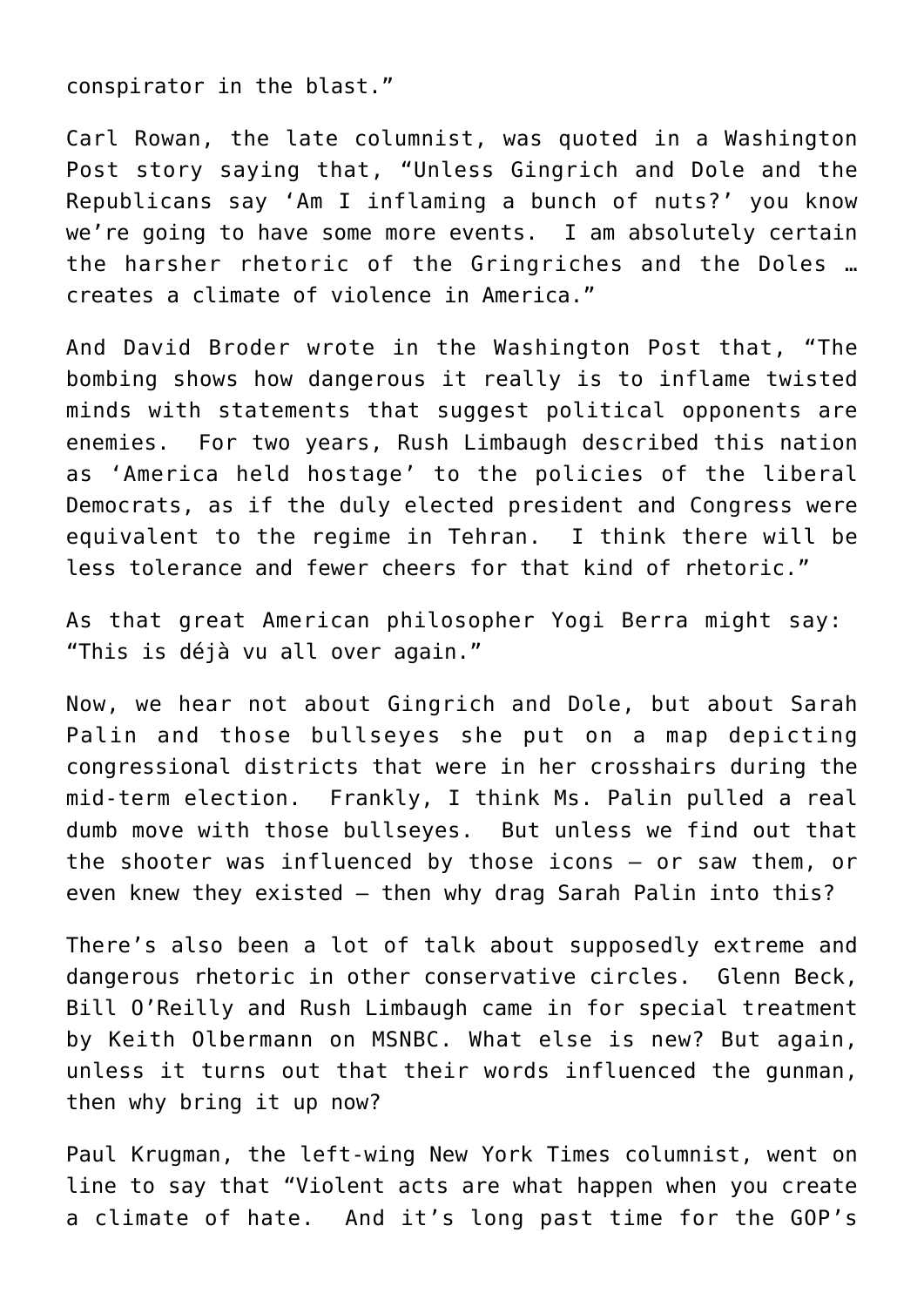conspirator in the blast."

Carl Rowan, the late columnist, was quoted in a Washington Post story saying that, "Unless Gingrich and Dole and the Republicans say 'Am I inflaming a bunch of nuts?' you know we're going to have some more events. I am absolutely certain the harsher rhetoric of the Gringriches and the Doles … creates a climate of violence in America."

And David Broder wrote in the Washington Post that, "The bombing shows how dangerous it really is to inflame twisted minds with statements that suggest political opponents are enemies. For two years, Rush Limbaugh described this nation as 'America held hostage' to the policies of the liberal Democrats, as if the duly elected president and Congress were equivalent to the regime in Tehran. I think there will be less tolerance and fewer cheers for that kind of rhetoric."

As that great American philosopher Yogi Berra might say: "This is déjà vu all over again."

Now, we hear not about Gingrich and Dole, but about Sarah Palin and those bullseyes she put on a map depicting congressional districts that were in her crosshairs during the mid-term election. Frankly, I think Ms. Palin pulled a real dumb move with those bullseyes. But unless we find out that the shooter was influenced by those icons – or saw them, or even knew they existed – then why drag Sarah Palin into this?

There's also been a lot of talk about supposedly extreme and dangerous rhetoric in other conservative circles. Glenn Beck, Bill O'Reilly and Rush Limbaugh came in for special treatment by Keith Olbermann on MSNBC. What else is new? But again, unless it turns out that their words influenced the gunman, then why bring it up now?

Paul Krugman, the left-wing New York Times columnist, went on line to say that "Violent acts are what happen when you create a climate of hate. And it's long past time for the GOP's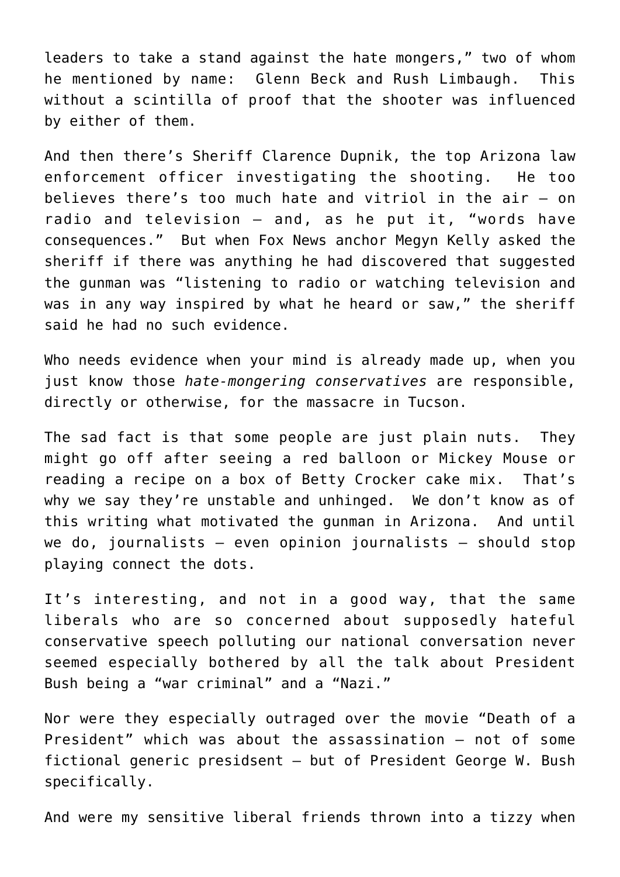leaders to take a stand against the hate mongers," two of whom he mentioned by name: Glenn Beck and Rush Limbaugh. This without a scintilla of proof that the shooter was influenced by either of them.

And then there's Sheriff Clarence Dupnik, the top Arizona law enforcement officer investigating the shooting. He too believes there's too much hate and vitriol in the air – on radio and television – and, as he put it, "words have consequences." But when Fox News anchor Megyn Kelly asked the sheriff if there was anything he had discovered that suggested the gunman was "listening to radio or watching television and was in any way inspired by what he heard or saw," the sheriff said he had no such evidence.

Who needs evidence when your mind is already made up, when you just know those *hate-mongering conservatives* are responsible, directly or otherwise, for the massacre in Tucson.

The sad fact is that some people are just plain nuts. They might go off after seeing a red balloon or Mickey Mouse or reading a recipe on a box of Betty Crocker cake mix. That's why we say they're unstable and unhinged. We don't know as of this writing what motivated the gunman in Arizona. And until we do, journalists – even opinion journalists – should stop playing connect the dots.

It's interesting, and not in a good way, that the same liberals who are so concerned about supposedly hateful conservative speech polluting our national conversation never seemed especially bothered by all the talk about President Bush being a "war criminal" and a "Nazi."

Nor were they especially outraged over the movie "Death of a President" which was about the assassination – not of some fictional generic presidsent – but of President George W. Bush specifically.

And were my sensitive liberal friends thrown into a tizzy when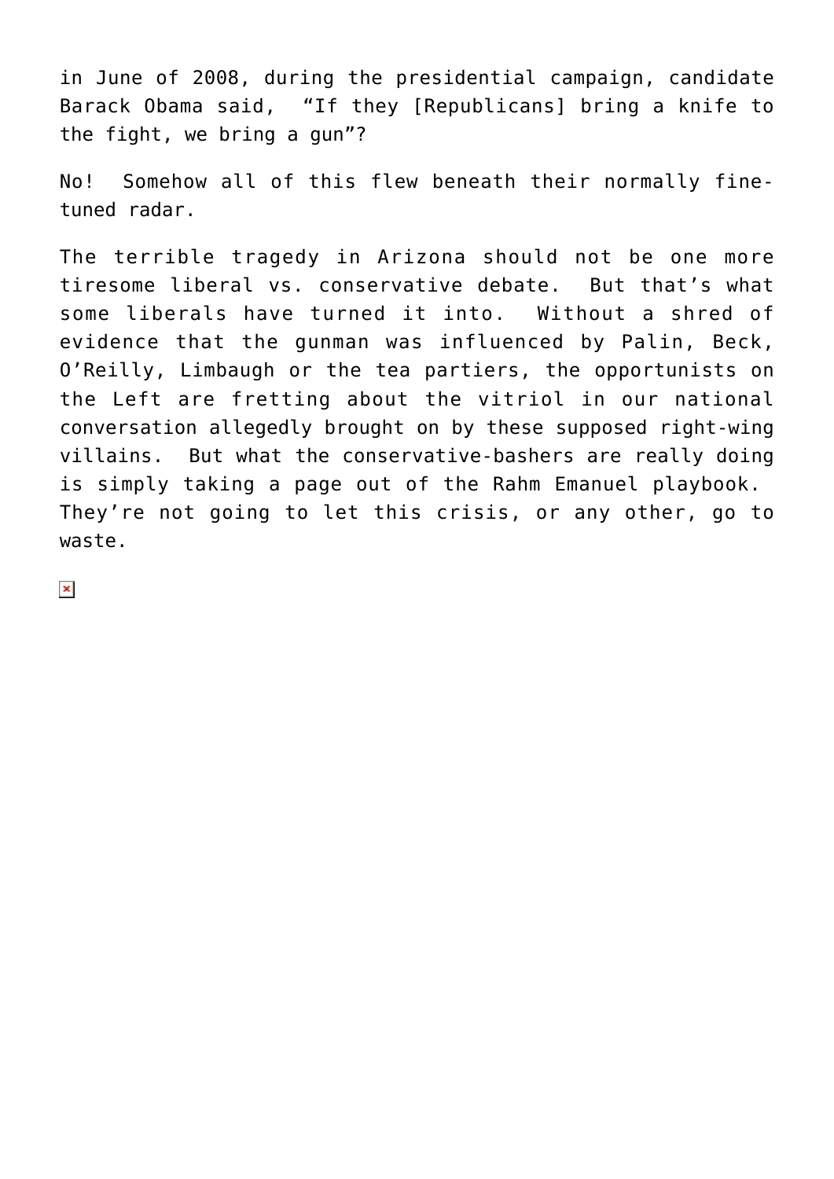in June of 2008, during the presidential campaign, candidate Barack Obama said, "If they [Republicans] bring a knife to the fight, we bring a gun"?

No! Somehow all of this flew beneath their normally fine-tuned radar.

The terrible tragedy in Arizona should not be one more tiresome liberal vs. conservative debate. But that's what some liberals have turned it into. Without a shred of evidence that the gunman was influenced by Palin, Beck, O'Reilly, Limbaugh or the tea partiers, the opportunists on the Left are fretting about the vitriol in our national conversation allegedly brought on by these supposed right-wing villains. But what the conservative-bashers are really doing is simply taking a page out of the Rahm Emanuel playbook. They're not going to let this crisis, or any other, go to waste.